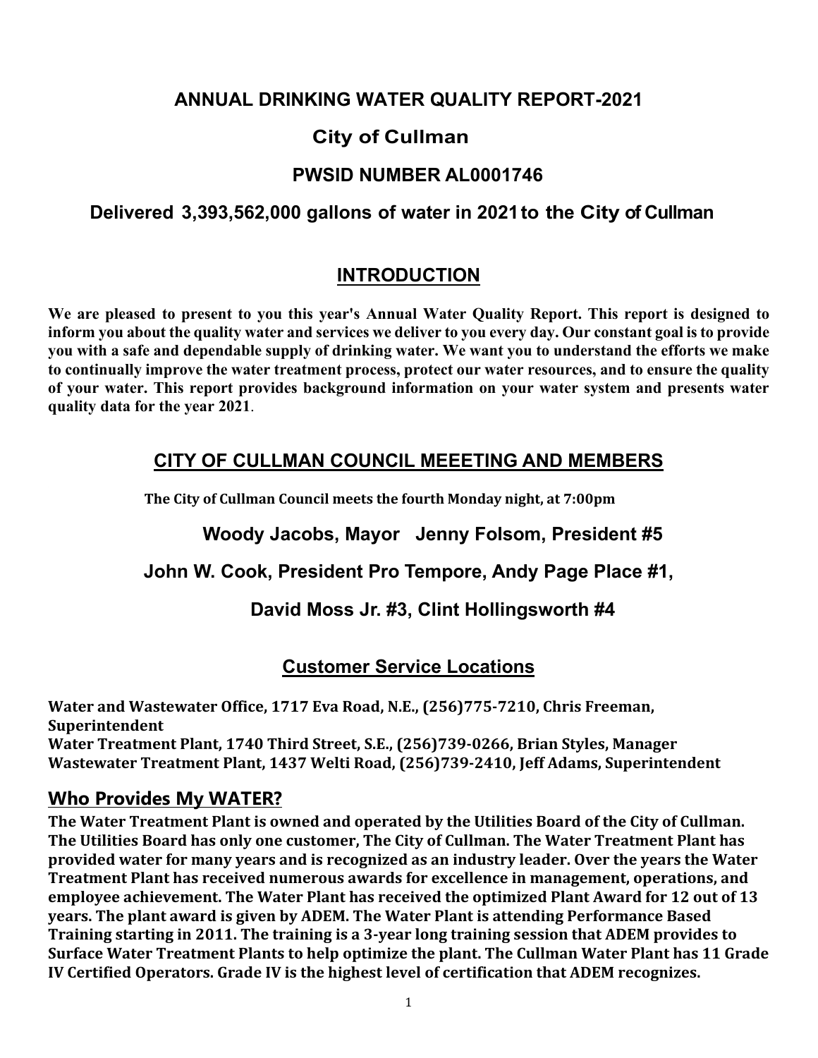# ANNUAL DRINKING WATER QUALITY REPORT-2021

## City of Cullman

## PWSID NUMBER AL0001746

## Delivered 3,393,562,000 gallons of water in 2021 to the City of Cullman

## INTRODUCTION

**We are pleased to present to you this year's Annual Water Quality Report. This report is designed to inform you about the quality water and services we deliver to you every day. Our constant goal is to provide you with a safe and dependable supply of drinking water. We want you to understand the efforts we make to continually improve the water treatment process, protect our water resources, and to ensure the quality of your water. This report provides background information on your water system and presents water quality data for the year 2021**.

## CITY OF CULLMAN COUNCIL MEEETING AND MEMBERS

**The City of Cullman Council meets the fourth Monday night, at 7:00pm**

**Woody Jacobs, Mayor   Jenny Folsom, President #5**

**John W. Cook, President Pro Tempore, Andy Page Place #1,**

**David Moss Jr. #3, Clint Hollingsworth #4**

## Customer Service Locations

**Water and Wastewater Office, 1717 Eva Road, N.E., (256)775-7210, Chris Freeman, Superintendent**
**Water Treatment Plant, 1740 Third Street, S.E., (256)739-0266, Brian Styles, Manager**
**Wastewater Treatment Plant, 1437 Welti Road, (256)739-2410, Jeff Adams, Superintendent**

## Who Provides My WATER?

**The Water Treatment Plant is owned and operated by the Utilities Board of the City of Cullman. The Utilities Board has only one customer, The City of Cullman. The Water Treatment Plant has provided water for many years and is recognized as an industry leader. Over the years the Water Treatment Plant has received numerous awards for excellence in management, operations, and employee achievement. The Water Plant has received the optimized Plant Award for 12 out of 13 years. The plant award is given by ADEM. The Water Plant is attending Performance Based Training starting in 2011. The training is a 3-year long training session that ADEM provides to Surface Water Treatment Plants to help optimize the plant. The Cullman Water Plant has 11 Grade IV Certified Operators. Grade IV is the highest level of certification that ADEM recognizes.**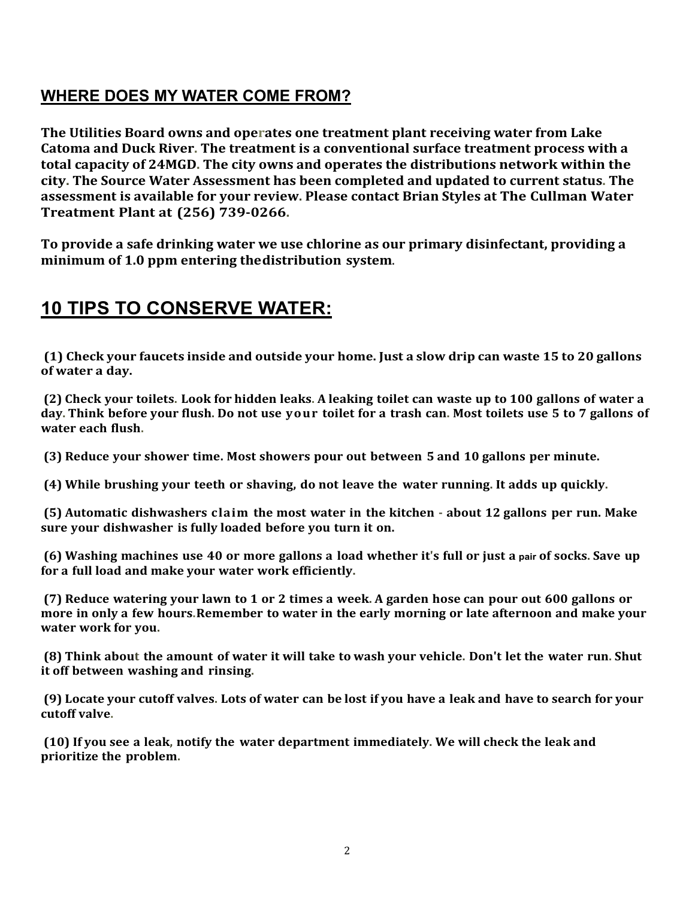## WHERE DOES MY WATER COME FROM?

**The Utilities Board owns and operates one treatment plant receiving water from Lake Catoma and Duck River. The treatment is a conventional surface treatment process with a total capacity of 24MGD. The city owns and operates the distributions network within the city. The Source Water Assessment has been completed and updated to current status. The assessment is available for your review. Please contact Brian Styles at The Cullman Water Treatment Plant at (256) 739-0266.**

**To provide a safe drinking water we use chlorine as our primary disinfectant, providing a minimum of 1.0 ppm entering thedistribution system.**

# 10 TIPS TO CONSERVE WATER:

**(1) Check your faucets inside and outside your home. Just a slow drip can waste 15 to 20 gallons of water a day.**

**(2) Check your toilets. Look for hidden leaks. A leaking toilet can waste up to 100 gallons of water a day. Think before your flush. Do not use your toilet for a trash can. Most toilets use 5 to 7 gallons of water each flush.**

**(3) Reduce your shower time. Most showers pour out between 5 and 10 gallons per minute.**

**(4) While brushing your teeth or shaving, do not leave the water running. It adds up quickly.**

**(5) Automatic dishwashers claim the most water in the kitchen - about 12 gallons per run. Make sure your dishwasher is fully loaded before you turn it on.**

**(6) Washing machines use 40 or more gallons a load whether it's full or just a pair of socks. Save up for a full load and make your water work efficiently.**

**(7) Reduce watering your lawn to 1 or 2 times a week. A garden hose can pour out 600 gallons or more in only a few hours.Remember to water in the early morning or late afternoon and make your water work for you.**

**(8) Think about the amount of water it will take to wash your vehicle. Don't let the water run. Shut it off between washing and rinsing.**

**(9) Locate your cutoff valves. Lots of water can be lost if you have a leak and have to search for your cutoff valve.**

**(10) If you see a leak, notify the water department immediately. We will check the leak and prioritize the problem.**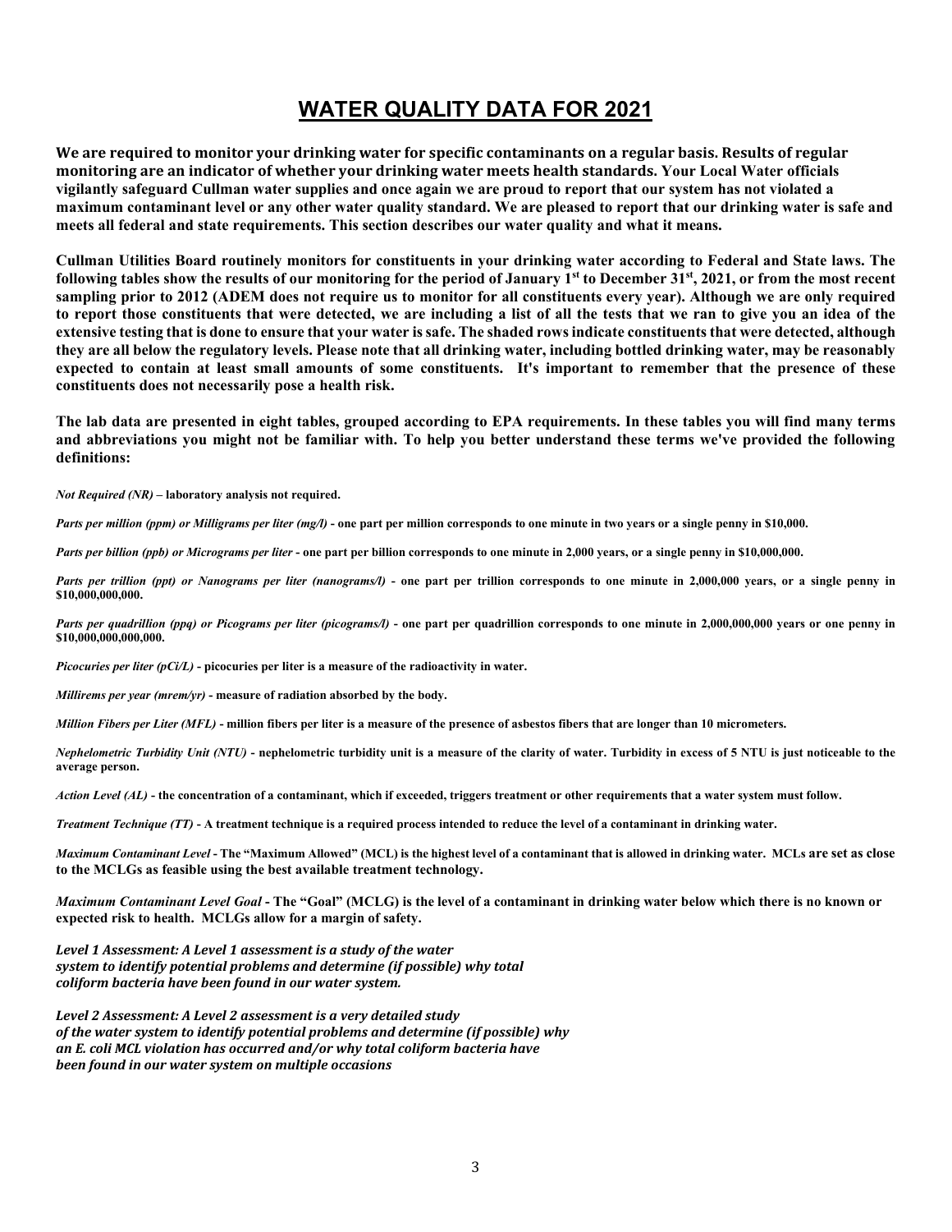# WATER QUALITY DATA FOR 2021

**We are required to monitor your drinking water for specific contaminants on a regular basis. Results of regular monitoring are an indicator of whether your drinking water meets health standards. Your Local Water officials vigilantly safeguard Cullman water supplies and once again we are proud to report that our system has not violated a maximum contaminant level or any other water quality standard. We are pleased to report that our drinking water is safe and meets all federal and state requirements. This section describes our water quality and what it means.**

**Cullman Utilities Board routinely monitors for constituents in your drinking water according to Federal and State laws. The following tables show the results of our monitoring for the period of January 1st to December 31st, 2021, or from the most recent sampling prior to 2012 (ADEM does not require us to monitor for all constituents every year). Although we are only required to report those constituents that were detected, we are including a list of all the tests that we ran to give you an idea of the extensive testing that is done to ensure that your water is safe. The shaded rows indicate constituents that were detected, although they are all below the regulatory levels. Please note that all drinking water, including bottled drinking water, may be reasonably expected to contain at least small amounts of some constituents. It's important to remember that the presence of these constituents does not necessarily pose a health risk.**

**The lab data are presented in eight tables, grouped according to EPA requirements. In these tables you will find many terms and abbreviations you might not be familiar with. To help you better understand these terms we've provided the following definitions:**

***Not Required (NR)*** **– laboratory analysis not required.**

***Parts per million (ppm) or Milligrams per liter (mg/l)*** **- one part per million corresponds to one minute in two years or a single penny in $10,000.**

***Parts per billion (ppb) or Micrograms per liter*** **- one part per billion corresponds to one minute in 2,000 years, or a single penny in $10,000,000.**

***Parts per trillion (ppt) or Nanograms per liter (nanograms/l)*** **- one part per trillion corresponds to one minute in 2,000,000 years, or a single penny in $10,000,000,000.**

***Parts per quadrillion (ppq) or Picograms per liter (picograms/l)*** **- one part per quadrillion corresponds to one minute in 2,000,000,000 years or one penny in $10,000,000,000,000.**

***Picocuries per liter (pCi/L)*** **- picocuries per liter is a measure of the radioactivity in water.**

***Millirems per year (mrem/yr)*** **- measure of radiation absorbed by the body.**

***Million Fibers per Liter (MFL)*** **- million fibers per liter is a measure of the presence of asbestos fibers that are longer than 10 micrometers.**

***Nephelometric Turbidity Unit (NTU)*** **- nephelometric turbidity unit is a measure of the clarity of water. Turbidity in excess of 5 NTU is just noticeable to the average person.**

***Action Level (AL)*** **- the concentration of a contaminant, which if exceeded, triggers treatment or other requirements that a water system must follow.**

***Treatment Technique (TT)*** **- A treatment technique is a required process intended to reduce the level of a contaminant in drinking water.**

***Maximum Contaminant Level*** **- The "Maximum Allowed" (MCL) is the highest level of a contaminant that is allowed in drinking water. MCLs are set as close to the MCLGs as feasible using the best available treatment technology.**

***Maximum Contaminant Level Goal*** **- The "Goal" (MCLG) is the level of a contaminant in drinking water below which there is no known or expected risk to health. MCLGs allow for a margin of safety.**

***Level 1 Assessment: A Level 1 assessment is a study of the water system to identify potential problems and determine (if possible) why total coliform bacteria have been found in our water system.***

***Level 2 Assessment: A Level 2 assessment is a very detailed study of the water system to identify potential problems and determine (if possible) why an E. coli MCL violation has occurred and/or why total coliform bacteria have been found in our water system on multiple occasions***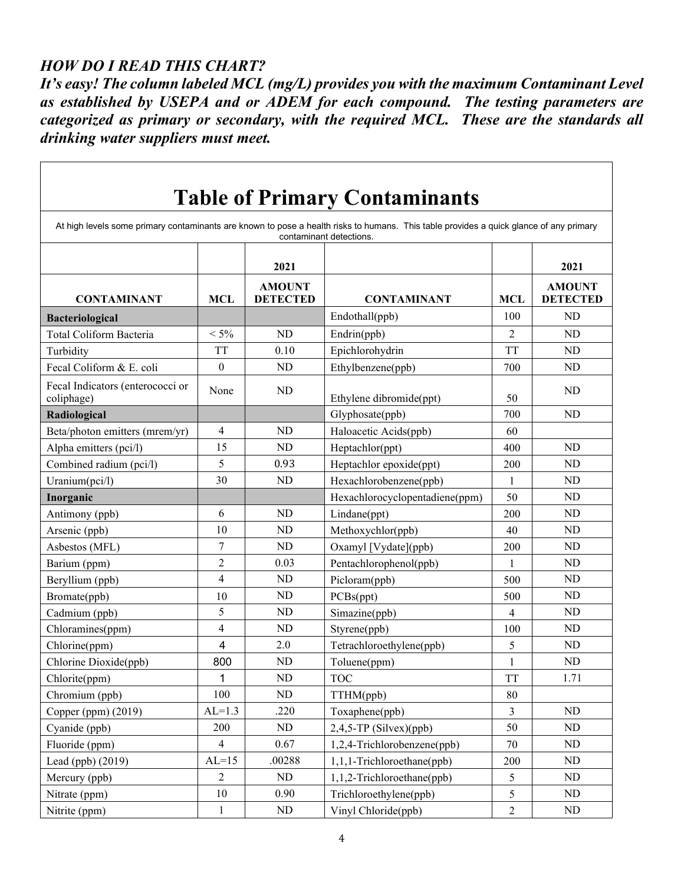***HOW DO I READ THIS CHART?***

***It's easy! The column labeled MCL (mg/L) provides you with the maximum Contaminant Level as established by USEPA and or ADEM for each compound. The testing parameters are categorized as primary or secondary, with the required MCL. These are the standards all drinking water suppliers must meet.***

# Table of Primary Contaminants

At high levels some primary contaminants are known to pose a health risks to humans. This table provides a quick glance of any primary contaminant detections.

| | | 2021 | | | 2021 |
|---|---|---|---|---|---|
| **CONTAMINANT** | **MCL** | **AMOUNT DETECTED** | **CONTAMINANT** | **MCL** | **AMOUNT DETECTED** |
| **Bacteriological** | | | Endothall(ppb) | 100 | ND |
| Total Coliform Bacteria | < 5% | ND | Endrin(ppb) | 2 | ND |
| Turbidity | TT | 0.10 | Epichlorohydrin | TT | ND |
| Fecal Coliform & E. coli | 0 | ND | Ethylbenzene(ppb) | 700 | ND |
| Fecal Indicators (enterococci or coliphage) | None | ND | Ethylene dibromide(ppt) | 50 | ND |
| **Radiological** | | | Glyphosate(ppb) | 700 | ND |
| Beta/photon emitters (mrem/yr) | 4 | ND | Haloacetic Acids(ppb) | 60 | |
| Alpha emitters (pci/l) | 15 | ND | Heptachlor(ppt) | 400 | ND |
| Combined radium (pci/l) | 5 | 0.93 | Heptachlor epoxide(ppt) | 200 | ND |
| Uranium(pci/l) | 30 | ND | Hexachlorobenzene(ppb) | 1 | ND |
| **Inorganic** | | | Hexachlorocyclopentadiene(ppm) | 50 | ND |
| Antimony (ppb) | 6 | ND | Lindane(ppt) | 200 | ND |
| Arsenic (ppb) | 10 | ND | Methoxychlor(ppb) | 40 | ND |
| Asbestos (MFL) | 7 | ND | Oxamyl [Vydate](ppb) | 200 | ND |
| Barium (ppm) | 2 | 0.03 | Pentachlorophenol(ppb) | 1 | ND |
| Beryllium (ppb) | 4 | ND | Picloram(ppb) | 500 | ND |
| Bromate(ppb) | 10 | ND | PCBs(ppt) | 500 | ND |
| Cadmium (ppb) | 5 | ND | Simazine(ppb) | 4 | ND |
| Chloramines(ppm) | 4 | ND | Styrene(ppb) | 100 | ND |
| Chlorine(ppm) | 4 | 2.0 | Tetrachloroethylene(ppb) | 5 | ND |
| Chlorine Dioxide(ppb) | 800 | ND | Toluene(ppm) | 1 | ND |
| Chlorite(ppm) | 1 | ND | TOC | TT | 1.71 |
| Chromium (ppb) | 100 | ND | TTHM(ppb) | 80 | |
| Copper (ppm) (2019) | AL=1.3 | .220 | Toxaphene(ppb) | 3 | ND |
| Cyanide (ppb) | 200 | ND | 2,4,5-TP (Silvex)(ppb) | 50 | ND |
| Fluoride (ppm) | 4 | 0.67 | 1,2,4-Trichlorobenzene(ppb) | 70 | ND |
| Lead (ppb) (2019) | AL=15 | .00288 | 1,1,1-Trichloroethane(ppb) | 200 | ND |
| Mercury (ppb) | 2 | ND | 1,1,2-Trichloroethane(ppb) | 5 | ND |
| Nitrate (ppm) | 10 | 0.90 | Trichloroethylene(ppb) | 5 | ND |
| Nitrite (ppm) | 1 | ND | Vinyl Chloride(ppb) | 2 | ND |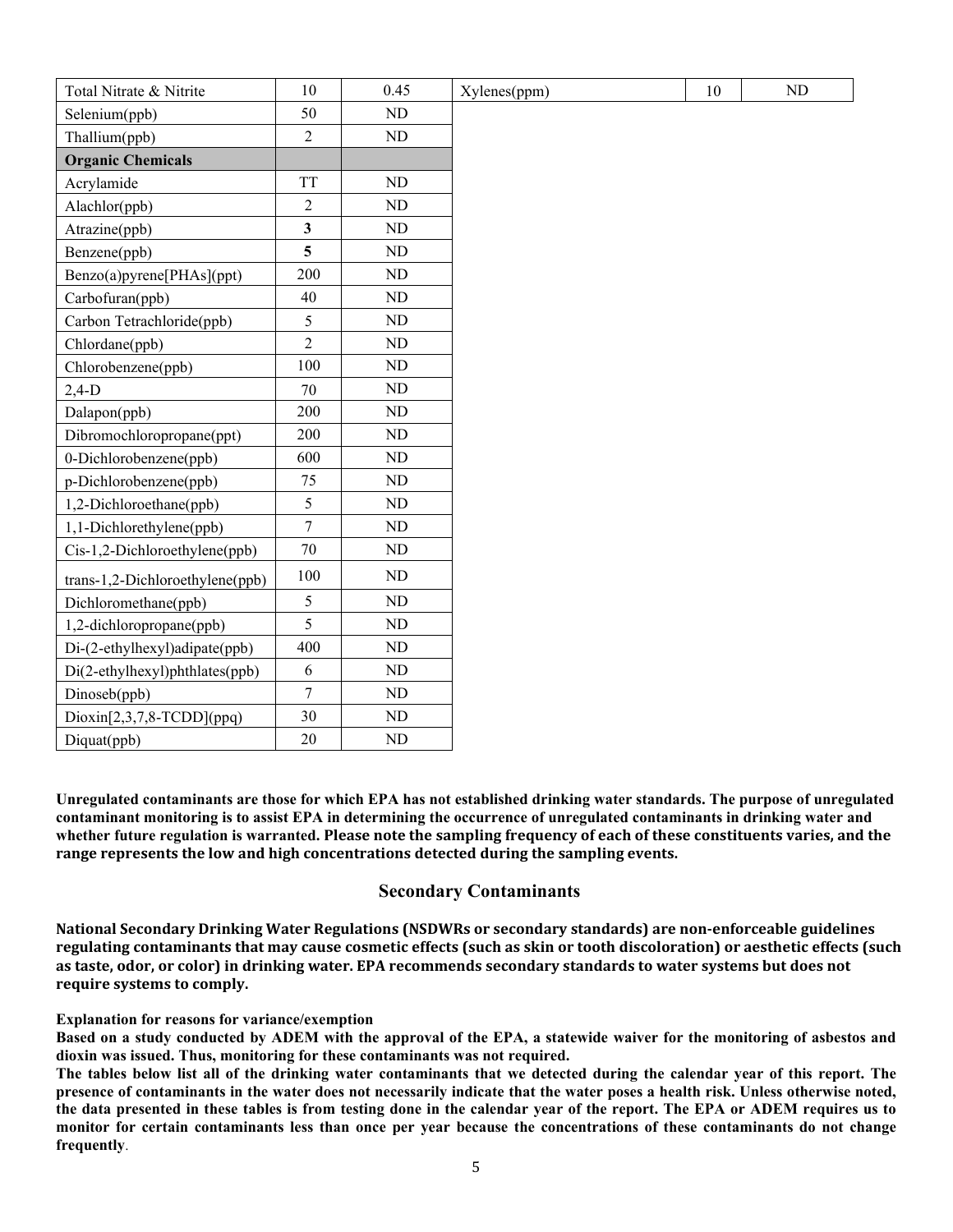| Total Nitrate & Nitrite | 10 | 0.45 |
|---|---|---|
| Selenium(ppb) | 50 | ND |
| Thallium(ppb) | 2 | ND |
| **Organic Chemicals** | | |
| Acrylamide | TT | ND |
| Alachlor(ppb) | 2 | ND |
| Atrazine(ppb) | **3** | ND |
| Benzene(ppb) | **5** | ND |
| Benzo(a)pyrene[PHAs](ppt) | 200 | ND |
| Carbofuran(ppb) | 40 | ND |
| Carbon Tetrachloride(ppb) | 5 | ND |
| Chlordane(ppb) | 2 | ND |
| Chlorobenzene(ppb) | 100 | ND |
| 2,4-D | 70 | ND |
| Dalapon(ppb) | 200 | ND |
| Dibromochloropropane(ppt) | 200 | ND |
| 0-Dichlorobenzene(ppb) | 600 | ND |
| p-Dichlorobenzene(ppb) | 75 | ND |
| 1,2-Dichloroethane(ppb) | 5 | ND |
| 1,1-Dichlorethylene(ppb) | 7 | ND |
| Cis-1,2-Dichloroethylene(ppb) | 70 | ND |
| trans-1,2-Dichloroethylene(ppb) | 100 | ND |
| Dichloromethane(ppb) | 5 | ND |
| 1,2-dichloropropane(ppb) | 5 | ND |
| Di-(2-ethylhexyl)adipate(ppb) | 400 | ND |
| Di(2-ethylhexyl)phthlates(ppb) | 6 | ND |
| Dinoseb(ppb) | 7 | ND |
| Dioxin[2,3,7,8-TCDD](ppq) | 30 | ND |
| Diquat(ppb) | 20 | ND |

| Xylenes(ppm) | 10 | ND |
|---|---|---|

**Unregulated contaminants are those for which EPA has not established drinking water standards. The purpose of unregulated contaminant monitoring is to assist EPA in determining the occurrence of unregulated contaminants in drinking water and whether future regulation is warranted. Please note the sampling frequency of each of these constituents varies, and the range represents the low and high concentrations detected during the sampling events.**

## Secondary Contaminants

**National Secondary Drinking Water Regulations (NSDWRs or secondary standards) are non-enforceable guidelines regulating contaminants that may cause cosmetic effects (such as skin or tooth discoloration) or aesthetic effects (such as taste, odor, or color) in drinking water. EPA recommends secondary standards to water systems but does not require systems to comply.**

**Explanation for reasons for variance/exemption**

**Based on a study conducted by ADEM with the approval of the EPA, a statewide waiver for the monitoring of asbestos and dioxin was issued. Thus, monitoring for these contaminants was not required.**

**The tables below list all of the drinking water contaminants that we detected during the calendar year of this report. The presence of contaminants in the water does not necessarily indicate that the water poses a health risk. Unless otherwise noted, the data presented in these tables is from testing done in the calendar year of the report. The EPA or ADEM requires us to monitor for certain contaminants less than once per year because the concentrations of these contaminants do not change frequently**.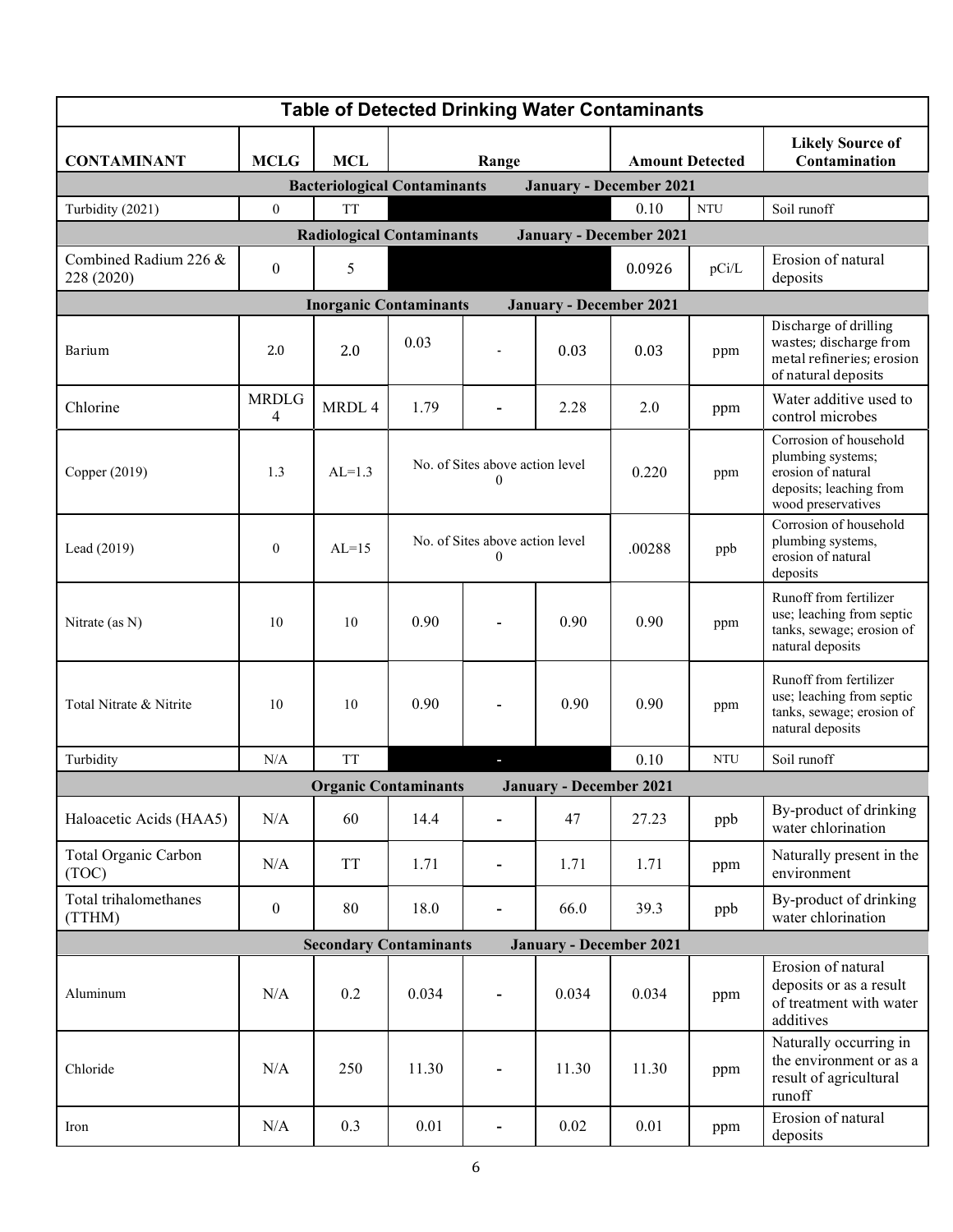| Table of Detected Drinking Water Contaminants | | | | | | | | |
|---|---|---|---|---|---|---|---|---|
| **CONTAMINANT** | **MCLG** | **MCL** | **Range** | | | **Amount Detected** | | **Likely Source of Contamination** |
| **Bacteriological Contaminants January - December 2021** | | | | | | | | |
| Turbidity (2021) | 0 | TT | | | | 0.10 | NTU | Soil runoff |
| **Radiological Contaminants January - December 2021** | | | | | | | | |
| Combined Radium 226 & 228 (2020) | 0 | 5 | | | | 0.0926 | pCi/L | Erosion of natural deposits |
| **Inorganic Contaminants January - December 2021** | | | | | | | | |
| Barium | 2.0 | 2.0 | 0.03 | - | 0.03 | 0.03 | ppm | Discharge of drilling wastes; discharge from metal refineries; erosion of natural deposits |
| Chlorine | MRDLG 4 | MRDL 4 | 1.79 | - | 2.28 | 2.0 | ppm | Water additive used to control microbes |
| Copper (2019) | 1.3 | AL=1.3 | No. of Sites above action level 0 | | | 0.220 | ppm | Corrosion of household plumbing systems; erosion of natural deposits; leaching from wood preservatives |
| Lead (2019) | 0 | AL=15 | No. of Sites above action level 0 | | | .00288 | ppb | Corrosion of household plumbing systems, erosion of natural deposits |
| Nitrate (as N) | 10 | 10 | 0.90 | - | 0.90 | 0.90 | ppm | Runoff from fertilizer use; leaching from septic tanks, sewage; erosion of natural deposits |
| Total Nitrate & Nitrite | 10 | 10 | 0.90 | - | 0.90 | 0.90 | ppm | Runoff from fertilizer use; leaching from septic tanks, sewage; erosion of natural deposits |
| Turbidity | N/A | TT | | - | | 0.10 | NTU | Soil runoff |
| **Organic Contaminants January - December 2021** | | | | | | | | |
| Haloacetic Acids (HAA5) | N/A | 60 | 14.4 | - | 47 | 27.23 | ppb | By-product of drinking water chlorination |
| Total Organic Carbon (TOC) | N/A | TT | 1.71 | - | 1.71 | 1.71 | ppm | Naturally present in the environment |
| Total trihalomethanes (TTHM) | 0 | 80 | 18.0 | - | 66.0 | 39.3 | ppb | By-product of drinking water chlorination |
| **Secondary Contaminants January - December 2021** | | | | | | | | |
| Aluminum | N/A | 0.2 | 0.034 | - | 0.034 | 0.034 | ppm | Erosion of natural deposits or as a result of treatment with water additives |
| Chloride | N/A | 250 | 11.30 | - | 11.30 | 11.30 | ppm | Naturally occurring in the environment or as a result of agricultural runoff |
| Iron | N/A | 0.3 | 0.01 | - | 0.02 | 0.01 | ppm | Erosion of natural deposits |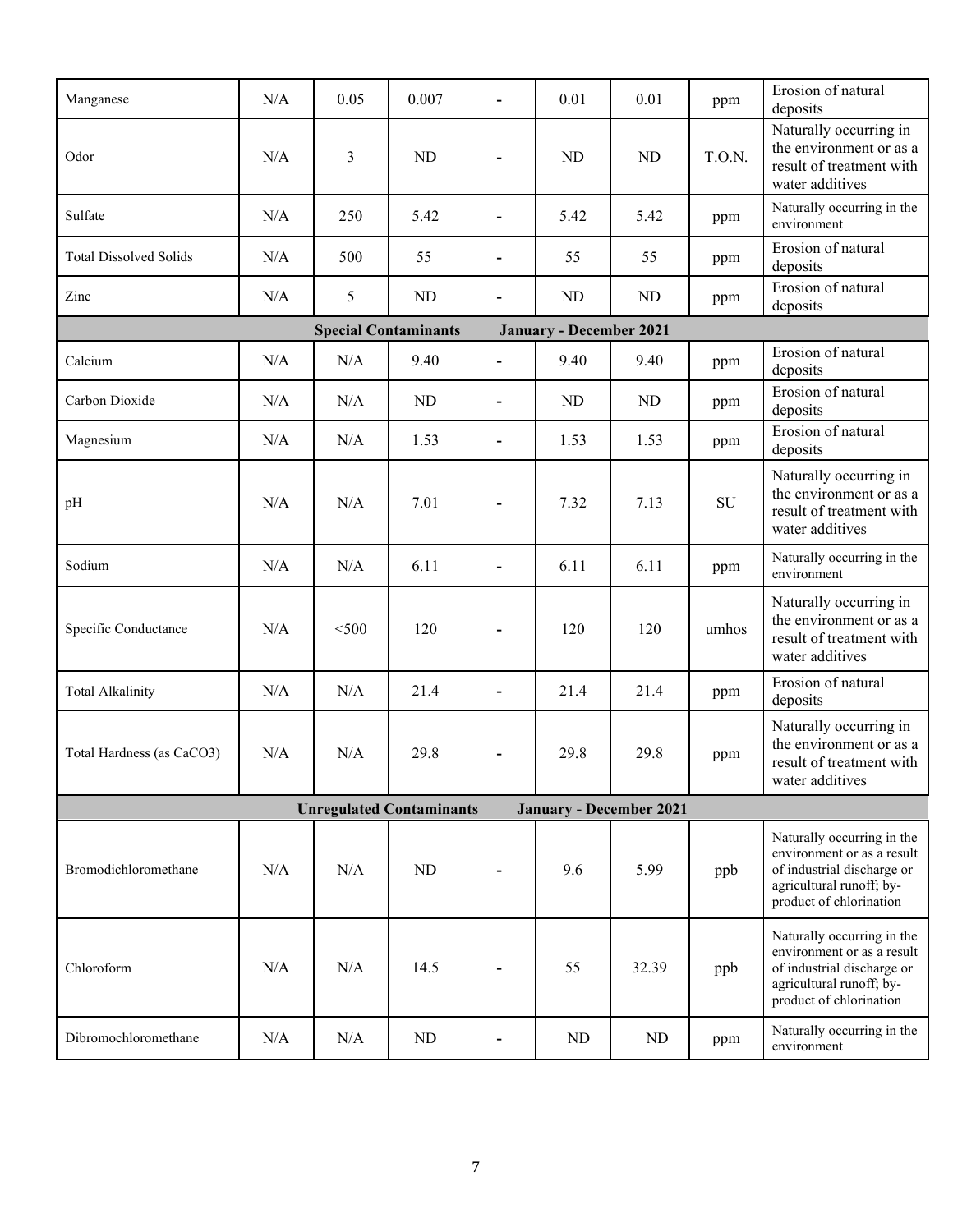| | | | | | | | | |
|---|---|---|---|---|---|---|---|---|
| Manganese | N/A | 0.05 | 0.007 | - | 0.01 | 0.01 | ppm | Erosion of natural deposits |
| Odor | N/A | 3 | ND | - | ND | ND | T.O.N. | Naturally occurring in the environment or as a result of treatment with water additives |
| Sulfate | N/A | 250 | 5.42 | - | 5.42 | 5.42 | ppm | Naturally occurring in the environment |
| Total Dissolved Solids | N/A | 500 | 55 | - | 55 | 55 | ppm | Erosion of natural deposits |
| Zinc | N/A | 5 | ND | - | ND | ND | ppm | Erosion of natural deposits |
| **Special Contaminants** | | | | **January - December 2021** | | | | |
| Calcium | N/A | N/A | 9.40 | - | 9.40 | 9.40 | ppm | Erosion of natural deposits |
| Carbon Dioxide | N/A | N/A | ND | - | ND | ND | ppm | Erosion of natural deposits |
| Magnesium | N/A | N/A | 1.53 | - | 1.53 | 1.53 | ppm | Erosion of natural deposits |
| pH | N/A | N/A | 7.01 | - | 7.32 | 7.13 | SU | Naturally occurring in the environment or as a result of treatment with water additives |
| Sodium | N/A | N/A | 6.11 | - | 6.11 | 6.11 | ppm | Naturally occurring in the environment |
| Specific Conductance | N/A | <500 | 120 | - | 120 | 120 | umhos | Naturally occurring in the environment or as a result of treatment with water additives |
| Total Alkalinity | N/A | N/A | 21.4 | - | 21.4 | 21.4 | ppm | Erosion of natural deposits |
| Total Hardness (as $CaCO_3$) | N/A | N/A | 29.8 | - | 29.8 | 29.8 | ppm | Naturally occurring in the environment or as a result of treatment with water additives |
| **Unregulated Contaminants** | | | | **January - December 2021** | | | | |
| Bromodichloromethane | N/A | N/A | ND | - | 9.6 | 5.99 | ppb | Naturally occurring in the environment or as a result of industrial discharge or agricultural runoff; by-product of chlorination |
| Chloroform | N/A | N/A | 14.5 | - | 55 | 32.39 | ppb | Naturally occurring in the environment or as a result of industrial discharge or agricultural runoff; by-product of chlorination |
| Dibromochloromethane | N/A | N/A | ND | - | ND | ND | ppm | Naturally occurring in the environment |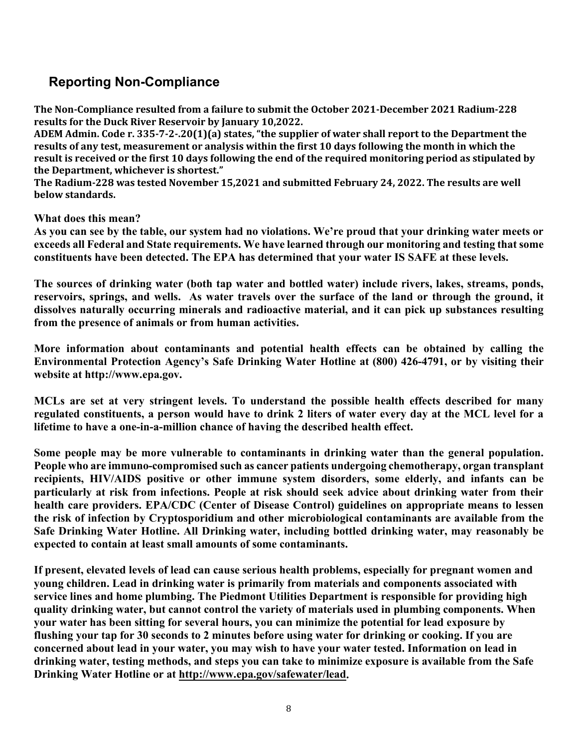## Reporting Non-Compliance

**The Non-Compliance resulted from a failure to submit the October 2021-December 2021 Radium-228 results for the Duck River Reservoir by January 10,2022.**
**ADEM Admin. Code r. 335-7-2-.20(1)(a) states, "the supplier of water shall report to the Department the results of any test, measurement or analysis within the first 10 days following the month in which the result is received or the first 10 days following the end of the required monitoring period as stipulated by the Department, whichever is shortest."**
**The Radium-228 was tested November 15,2021 and submitted February 24, 2022. The results are well below standards.**

**What does this mean?**
**As you can see by the table, our system had no violations. We're proud that your drinking water meets or exceeds all Federal and State requirements. We have learned through our monitoring and testing that some constituents have been detected. The EPA has determined that your water IS SAFE at these levels.**

**The sources of drinking water (both tap water and bottled water) include rivers, lakes, streams, ponds, reservoirs, springs, and wells. As water travels over the surface of the land or through the ground, it dissolves naturally occurring minerals and radioactive material, and it can pick up substances resulting from the presence of animals or from human activities.**

**More information about contaminants and potential health effects can be obtained by calling the Environmental Protection Agency's Safe Drinking Water Hotline at (800) 426-4791, or by visiting their website at http://www.epa.gov.**

**MCLs are set at very stringent levels. To understand the possible health effects described for many regulated constituents, a person would have to drink 2 liters of water every day at the MCL level for a lifetime to have a one-in-a-million chance of having the described health effect.**

**Some people may be more vulnerable to contaminants in drinking water than the general population. People who are immuno-compromised such as cancer patients undergoing chemotherapy, organ transplant recipients, HIV/AIDS positive or other immune system disorders, some elderly, and infants can be particularly at risk from infections. People at risk should seek advice about drinking water from their health care providers. EPA/CDC (Center of Disease Control) guidelines on appropriate means to lessen the risk of infection by Cryptosporidium and other microbiological contaminants are available from the Safe Drinking Water Hotline. All Drinking water, including bottled drinking water, may reasonably be expected to contain at least small amounts of some contaminants.**

**If present, elevated levels of lead can cause serious health problems, especially for pregnant women and young children. Lead in drinking water is primarily from materials and components associated with service lines and home plumbing. The Piedmont Utilities Department is responsible for providing high quality drinking water, but cannot control the variety of materials used in plumbing components. When your water has been sitting for several hours, you can minimize the potential for lead exposure by flushing your tap for 30 seconds to 2 minutes before using water for drinking or cooking. If you are concerned about lead in your water, you may wish to have your water tested. Information on lead in drinking water, testing methods, and steps you can take to minimize exposure is available from the Safe Drinking Water Hotline or at http://www.epa.gov/safewater/lead.**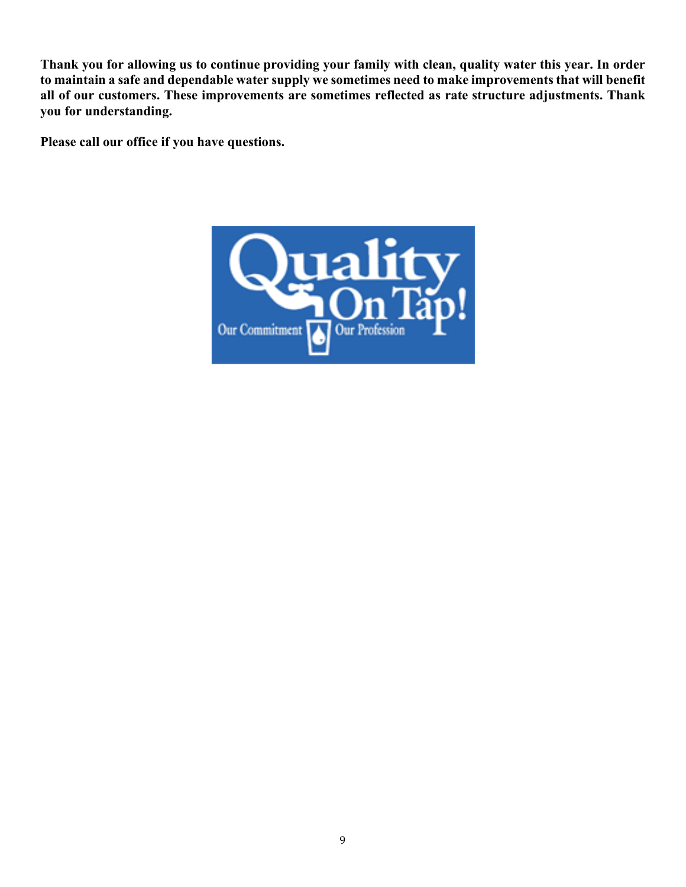**Thank you for allowing us to continue providing your family with clean, quality water this year. In order to maintain a safe and dependable water supply we sometimes need to make improvements that will benefit all of our customers. These improvements are sometimes reflected as rate structure adjustments. Thank you for understanding.**

**Please call our office if you have questions.**